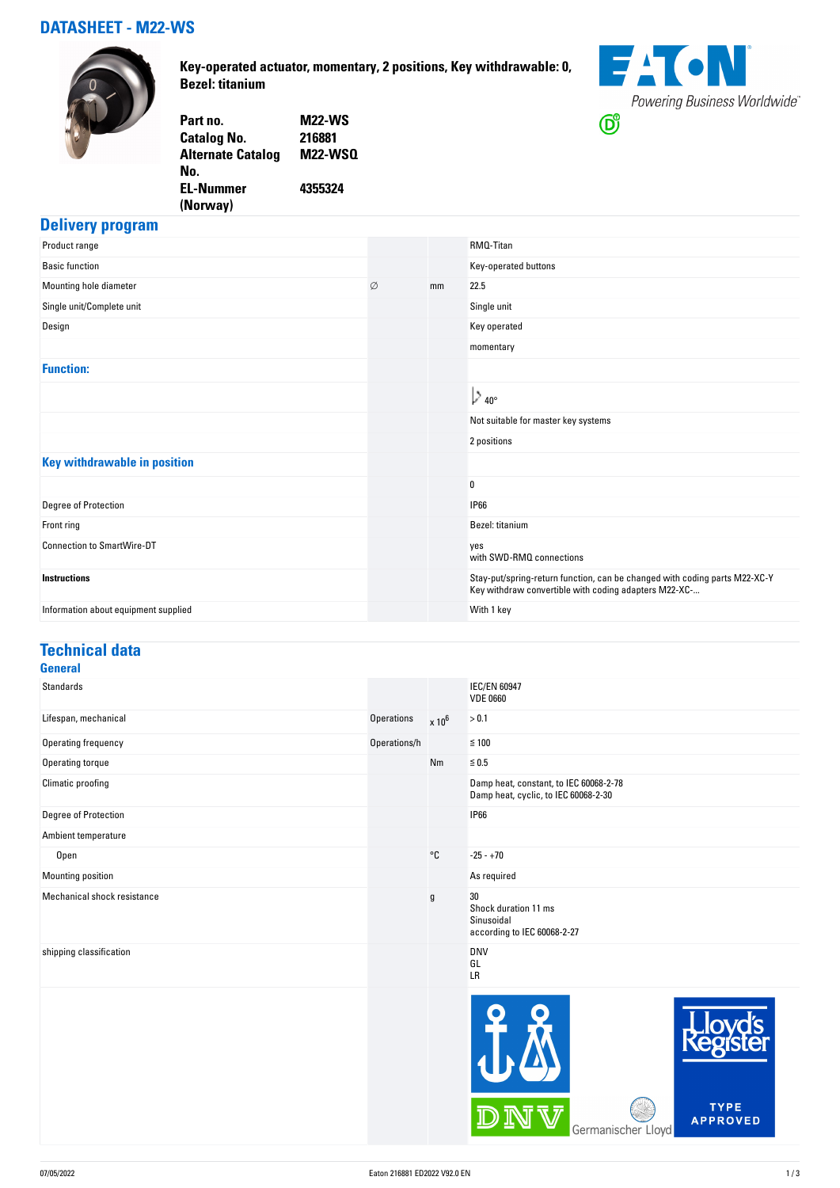# DATASHEET - M22-WS

**Key-operated actuator, momentary, 2 positions, Key withdrawable: 0, Bezel: titanium**

| | |
|---|---|
| **Part no.** | **M22-WS** |
| **Catalog No.** | **216881** |
| **Alternate Catalog No.** | **M22-WSQ** |
| **EL-Nummer (Norway)** | **4355324** |

EATON Powering Business Worldwide

## Delivery program

| | | | |
|---|---|---|---|
| Product range | | | RMQ-Titan |
| Basic function | | | Key-operated buttons |
| Mounting hole diameter | ∅ | mm | 22.5 |
| Single unit/Complete unit | | | Single unit |
| Design | | | Key operated<br>momentary |
| **Function:** | | | |
| | | | 40° |
| | | | Not suitable for master key systems |
| | | | 2 positions |
| **Key withdrawable in position** | | | |
| | | | 0 |
| Degree of Protection | | | IP66 |
| Front ring | | | Bezel: titanium |
| Connection to SmartWire-DT | | | yes<br>with SWD-RMQ connections |
| **Instructions** | | | Stay-put/spring-return function, can be changed with coding parts M22-XC-Y<br>Key withdraw convertible with coding adapters M22-XC-... |
| Information about equipment supplied | | | With 1 key |

## Technical data

### General

| | | | |
|---|---|---|---|
| Standards | | | IEC/EN 60947<br>VDE 0660 |
| Lifespan, mechanical | Operations | x $10^6$ | > 0.1 |
| Operating frequency | Operations/h | | ≦ 100 |
| Operating torque | | Nm | ≦ 0.5 |
| Climatic proofing | | | Damp heat, constant, to IEC 60068-2-78<br>Damp heat, cyclic, to IEC 60068-2-30 |
| Degree of Protection | | | IP66 |
| Ambient temperature | | | |
| Open | | °C | -25 - +70 |
| Mounting position | | | As required |
| Mechanical shock resistance | | g | 30<br>Shock duration 11 ms<br>Sinusoidal<br>according to IEC 60068-2-27 |
| shipping classification | | | DNV<br>GL<br>LR |

DNV — Germanischer Lloyd — Lloyd's Register TYPE APPROVED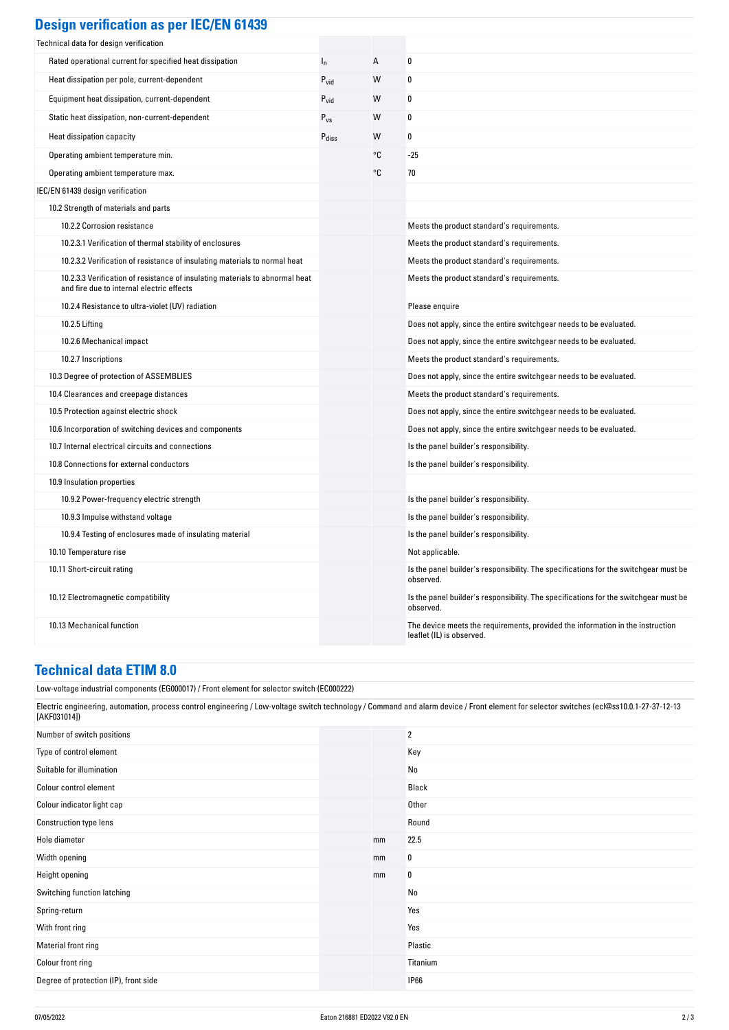## Design verification as per IEC/EN 61439

| | | | |
|---|---|---|---|
| Technical data for design verification | | | |
| Rated operational current for specified heat dissipation | $I_n$ | A | 0 |
| Heat dissipation per pole, current-dependent | $P_{vid}$ | W | 0 |
| Equipment heat dissipation, current-dependent | $P_{vid}$ | W | 0 |
| Static heat dissipation, non-current-dependent | $P_{vs}$ | W | 0 |
| Heat dissipation capacity | $P_{diss}$ | W | 0 |
| Operating ambient temperature min. | | °C | -25 |
| Operating ambient temperature max. | | °C | 70 |
| IEC/EN 61439 design verification | | | |
| 10.2 Strength of materials and parts | | | |
| 10.2.2 Corrosion resistance | | | Meets the product standard's requirements. |
| 10.2.3.1 Verification of thermal stability of enclosures | | | Meets the product standard's requirements. |
| 10.2.3.2 Verification of resistance of insulating materials to normal heat | | | Meets the product standard's requirements. |
| 10.2.3.3 Verification of resistance of insulating materials to abnormal heat and fire due to internal electric effects | | | Meets the product standard's requirements. |
| 10.2.4 Resistance to ultra-violet (UV) radiation | | | Please enquire |
| 10.2.5 Lifting | | | Does not apply, since the entire switchgear needs to be evaluated. |
| 10.2.6 Mechanical impact | | | Does not apply, since the entire switchgear needs to be evaluated. |
| 10.2.7 Inscriptions | | | Meets the product standard's requirements. |
| 10.3 Degree of protection of ASSEMBLIES | | | Does not apply, since the entire switchgear needs to be evaluated. |
| 10.4 Clearances and creepage distances | | | Meets the product standard's requirements. |
| 10.5 Protection against electric shock | | | Does not apply, since the entire switchgear needs to be evaluated. |
| 10.6 Incorporation of switching devices and components | | | Does not apply, since the entire switchgear needs to be evaluated. |
| 10.7 Internal electrical circuits and connections | | | Is the panel builder's responsibility. |
| 10.8 Connections for external conductors | | | Is the panel builder's responsibility. |
| 10.9 Insulation properties | | | |
| 10.9.2 Power-frequency electric strength | | | Is the panel builder's responsibility. |
| 10.9.3 Impulse withstand voltage | | | Is the panel builder's responsibility. |
| 10.9.4 Testing of enclosures made of insulating material | | | Is the panel builder's responsibility. |
| 10.10 Temperature rise | | | Not applicable. |
| 10.11 Short-circuit rating | | | Is the panel builder's responsibility. The specifications for the switchgear must be observed. |
| 10.12 Electromagnetic compatibility | | | Is the panel builder's responsibility. The specifications for the switchgear must be observed. |
| 10.13 Mechanical function | | | The device meets the requirements, provided the information in the instruction leaflet (IL) is observed. |

## Technical data ETIM 8.0

Low-voltage industrial components (EG000017) / Front element for selector switch (EC000222)

Electric engineering, automation, process control engineering / Low-voltage switch technology / Command and alarm device / Front element for selector switches (ecl@ss10.0.1-27-37-12-13 [AKF031014])

| | | |
|---|---|---|
| Number of switch positions | | 2 |
| Type of control element | | Key |
| Suitable for illumination | | No |
| Colour control element | | Black |
| Colour indicator light cap | | Other |
| Construction type lens | | Round |
| Hole diameter | mm | 22.5 |
| Width opening | mm | 0 |
| Height opening | mm | 0 |
| Switching function latching | | No |
| Spring-return | | Yes |
| With front ring | | Yes |
| Material front ring | | Plastic |
| Colour front ring | | Titanium |
| Degree of protection (IP), front side | | IP66 |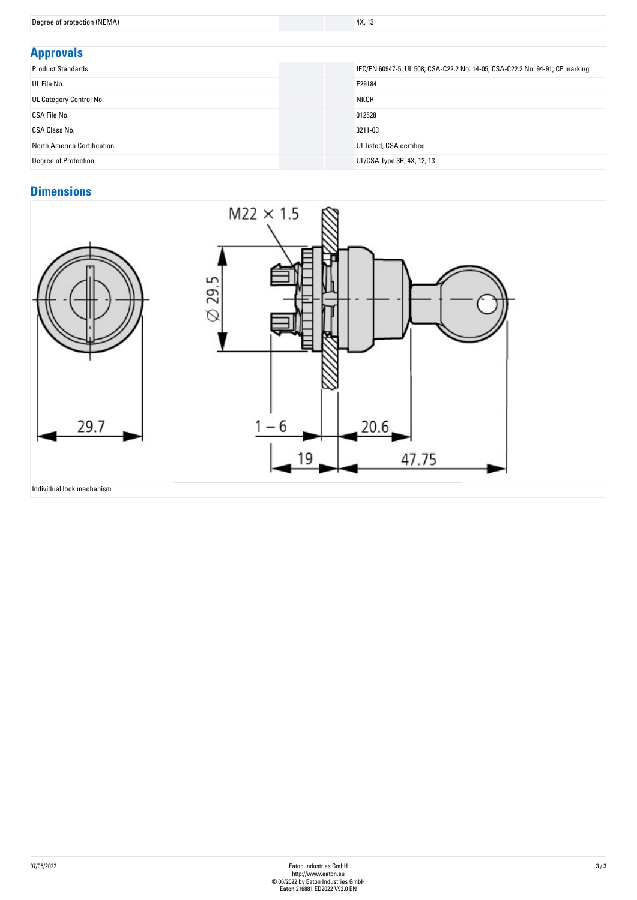| | |
|---|---|
| Degree of protection (NEMA) | 4X, 13 |

## Approvals

| | |
|---|---|
| Product Standards | IEC/EN 60947-5; UL 508; CSA-C22.2 No. 14-05; CSA-C22.2 No. 94-91; CE marking |
| UL File No. | E29184 |
| UL Category Control No. | NKCR |
| CSA File No. | 012528 |
| CSA Class No. | 3211-03 |
| North America Certification | UL listed, CSA certified |
| Degree of Protection | UL/CSA Type 3R, 4X, 12, 13 |

## Dimensions

M22 × 1.5

Ø 29.5

29.7

1 – 6

20.6

19

47.75

Individual lock mechanism